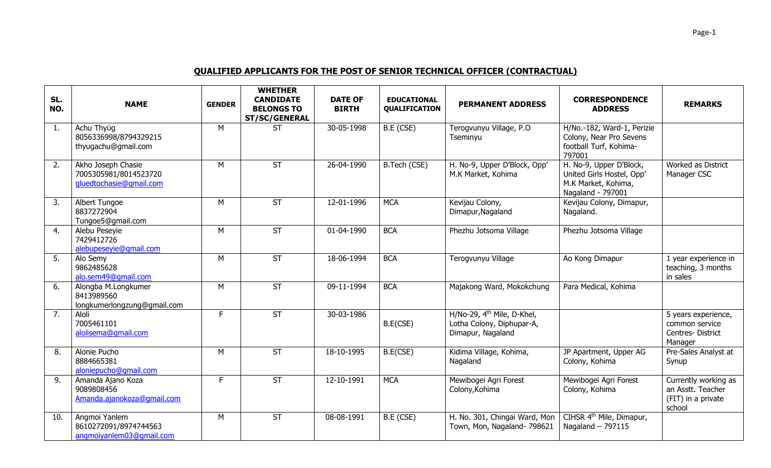## QUALIFIED APPLICANTS FOR THE POST OF SENIOR TECHNICAL OFFICER (CONTRACTUAL)

| SL. NO. | NAME | GENDER | WHETHER CANDIDATE BELONGS TO ST/SC/GENERAL | DATE OF BIRTH | EDUCATIONAL QUALIFICATION | PERMANENT ADDRESS | CORRESPONDENCE ADDRESS | REMARKS |
|---|---|---|---|---|---|---|---|---|
| 1. | Achu Thyüg<br>8056336998/8794329215<br>thyugachu@gmail.com | M | ST | 30-05-1998 | B.E (CSE) | Terogvunyu Village, P.O Tseminyu | H/No.-182, Ward-1, Perizie Colony, Near Pro Sevens football Turf, Kohima-797001 | |
| 2. | Akho Joseph Chasie<br>7005305981/8014523720<br>gluedtochasie@gmail.com | M | ST | 26-04-1990 | B.Tech (CSE) | H. No-9, Upper D'Block, Opp' M.K Market, Kohima | H. No-9, Upper D'Block, United Girls Hostel, Opp' M.K Market, Kohima, Nagaland - 797001 | Worked as District Manager CSC |
| 3. | Albert Tungoe<br>8837272904<br>Tungoe5@gmail.com | M | ST | 12-01-1996 | MCA | Kevijau Colony, Dimapur,Nagaland | Kevijau Colony, Dimapur, Nagaland. | |
| 4. | Alebu Peseyie<br>7429412726<br>alebupeseyie@gmail.com | M | ST | 01-04-1990 | BCA | Phezhu Jotsoma Village | Phezhu Jotsoma Village | |
| 5. | Alo Semy<br>9862485628<br>alo.sem49@gmail.com | M | ST | 18-06-1994 | BCA | Terogvunyu Village | Ao Kong Dimapur | 1 year experience in teaching, 3 months in sales |
| 6. | Alongba M.Longkumer<br>8413989560<br>longkumerlongzung@gmail.com | M | ST | 09-11-1994 | BCA | Majakong Ward, Mokokchung | Para Medical, Kohima | |
| 7. | Aloli<br>7005461101<br>alolisema@gmail.com | F | ST | 30-03-1986 | B.E(CSE) | H/No-29, 4th Mile, D-Khel, Lotha Colony, Diphupar-A, Dimapur, Nagaland | | 5 years experience, common service Centres- District Manager |
| 8. | Alonie Pucho<br>8884665381<br>aloniepucho@gmail.com | M | ST | 18-10-1995 | B.E(CSE) | Kidima Village, Kohima, Nagaland | JP Apartment, Upper AG Colony, Kohima | Pre-Sales Analyst at Synup |
| 9. | Amanda Ajano Koza<br>9089808456<br>Amanda.ajanokoza@gmail.com | F | ST | 12-10-1991 | MCA | Mewibogei Agri Forest Colony,Kohima | Mewibogei Agri Forest Colony, Kohima | Currently working as an Asstt. Teacher (FIT) in a private school |
| 10. | Angmoi Yanlem<br>8610272091/8974744563<br>angmoiyanlem03@gmail.com | M | ST | 08-08-1991 | B.E (CSE) | H. No. 301, Chingai Ward, Mon Town, Mon, Nagaland- 798621 | CIHSR 4th Mile, Dimapur, Nagaland – 797115 | |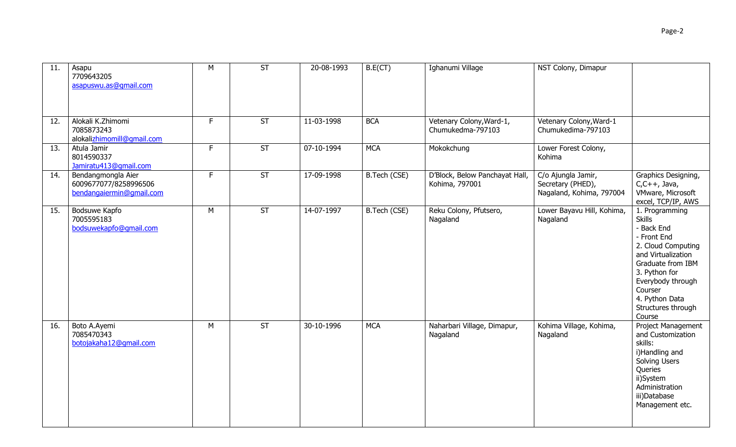| 11. | Asapu<br>7709643205<br>asapuswu.as@gmail.com | M | ST | 20-08-1993 | B.E(CT) | Ighanumi Village | NST Colony, Dimapur | |
|---|---|---|---|---|---|---|---|---|
| 12. | Alokali K.Zhimomi<br>7085873243<br>alokalizhimomill@gmail.com | F | ST | 11-03-1998 | BCA | Vetenary Colony,Ward-1, Chumukedma-797103 | Vetenary Colony,Ward-1 Chumukedima-797103 | |
| 13. | Atula Jamir<br>8014590337<br>Jamiratu413@gmail.com | F | ST | 07-10-1994 | MCA | Mokokchung | Lower Forest Colony, Kohima | |
| 14. | Bendangmongla Aier<br>6009677077/8258996506<br>bendangaiermin@gmail.com | F | ST | 17-09-1998 | B.Tech (CSE) | D'Block, Below Panchayat Hall, Kohima, 797001 | C/o Ajungla Jamir, Secretary (PHED), Nagaland, Kohima, 797004 | Graphics Designing, C,C++, Java, VMware, Microsoft excel, TCP/IP, AWS |
| 15. | Bodsuwe Kapfo<br>7005595183<br>bodsuwekapfo@gmail.com | M | ST | 14-07-1997 | B.Tech (CSE) | Reku Colony, Pfutsero, Nagaland | Lower Bayavu Hill, Kohima, Nagaland | 1. Programming Skills<br>- Back End<br>- Front End<br>2. Cloud Computing and Virtualization Graduate from IBM<br>3. Python for Everybody through Courser<br>4. Python Data Structures through Course |
| 16. | Boto A.Ayemi<br>7085470343<br>botojakaha12@gmail.com | M | ST | 30-10-1996 | MCA | Naharbari Village, Dimapur, Nagaland | Kohima Village, Kohima, Nagaland | Project Management and Customization skills:<br>i)Handling and Solving Users Queries<br>ii)System Administration<br>iii)Database Management etc. |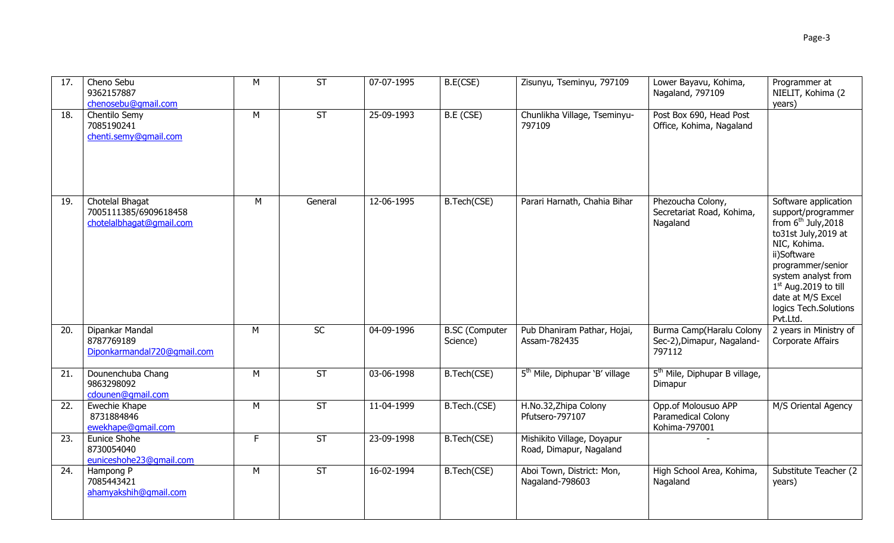| | | | | | | | | |
|---|---|---|---|---|---|---|---|---|
| 17. | Cheno Sebu<br>9362157887<br>chenosebu@gmail.com | M | ST | 07-07-1995 | B.E(CSE) | Zisunyu, Tseminyu, 797109 | Lower Bayavu, Kohima, Nagaland, 797109 | Programmer at NIELIT, Kohima (2 years) |
| 18. | Chentilo Semy<br>7085190241<br>chenti.semy@gmail.com | M | ST | 25-09-1993 | B.E (CSE) | Chunlikha Village, Tseminyu-797109 | Post Box 690, Head Post Office, Kohima, Nagaland | |
| 19. | Chotelal Bhagat<br>7005111385/6909618458<br>chotelalbhagat@gmail.com | M | General | 12-06-1995 | B.Tech(CSE) | Parari Harnath, Chahia Bihar | Phezoucha Colony, Secretariat Road, Kohima, Nagaland | Software application support/programmer from 6th July,2018 to31st July,2019 at NIC, Kohima. ii)Software programmer/senior system analyst from 1st Aug.2019 to till date at M/S Excel logics Tech.Solutions Pvt.Ltd. |
| 20. | Dipankar Mandal<br>8787769189<br>Diponkarmandal720@gmail.com | M | SC | 04-09-1996 | B.SC (Computer Science) | Pub Dhaniram Pathar, Hojai, Assam-782435 | Burma Camp(Haralu Colony Sec-2),Dimapur, Nagaland-797112 | 2 years in Ministry of Corporate Affairs |
| 21. | Dounenchuba Chang<br>9863298092<br>cdounen@gmail.com | M | ST | 03-06-1998 | B.Tech(CSE) | 5th Mile, Diphupar 'B' village | 5th Mile, Diphupar B village, Dimapur | |
| 22. | Ewechie Khape<br>8731884846<br>ewekhape@gmail.com | M | ST | 11-04-1999 | B.Tech.(CSE) | H.No.32,Zhipa Colony Pfutsero-797107 | Opp.of Molousuo APP Paramedical Colony Kohima-797001 | M/S Oriental Agency |
| 23. | Eunice Shohe<br>8730054040<br>euniceshohe23@gmail.com | F | ST | 23-09-1998 | B.Tech(CSE) | Mishikito Village, Doyapur Road, Dimapur, Nagaland | - | |
| 24. | Hampong P<br>7085443421<br>ahamyakshih@gmail.com | M | ST | 16-02-1994 | B.Tech(CSE) | Aboi Town, District: Mon, Nagaland-798603 | High School Area, Kohima, Nagaland | Substitute Teacher (2 years) |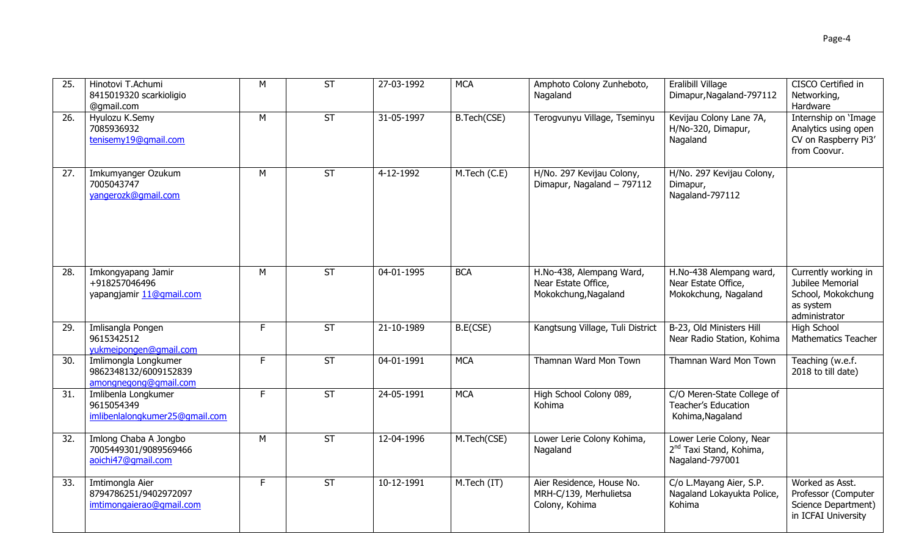| 25. | Hinotovi T.Achumi 8415019320 scarkioligio @gmail.com | M | ST | 27-03-1992 | MCA | Amphoto Colony Zunheboto, Nagaland | Eralibill Village Dimapur,Nagaland-797112 | CISCO Certified in Networking, Hardware |
|---|---|---|---|---|---|---|---|---|
| 26. | Hyulozu K.Semy 7085936932 tenisemy19@gmail.com | M | ST | 31-05-1997 | B.Tech(CSE) | Terogvunyu Village, Tseminyu | Kevijau Colony Lane 7A, H/No-320, Dimapur, Nagaland | Internship on 'Image Analytics using open CV on Raspberry Pi3' from Coovur. |
| 27. | Imkumyanger Ozukum 7005043747 yangerozk@gmail.com | M | ST | 4-12-1992 | M.Tech (C.E) | H/No. 297 Kevijau Colony, Dimapur, Nagaland – 797112 | H/No. 297 Kevijau Colony, Dimapur, Nagaland-797112 | |
| 28. | Imkongyapang Jamir +918257046496 yapangjamir 11@gmail.com | M | ST | 04-01-1995 | BCA | H.No-438, Alempang Ward, Near Estate Office, Mokokchung,Nagaland | H.No-438 Alempang ward, Near Estate Office, Mokokchung, Nagaland | Currently working in Jubilee Memorial School, Mokokchung as system administrator |
| 29. | Imlisangla Pongen 9615342512 yukmeipongen@gmail.com | F | ST | 21-10-1989 | B.E(CSE) | Kangtsung Village, Tuli District | B-23, Old Ministers Hill Near Radio Station, Kohima | High School Mathematics Teacher |
| 30. | Imlimongla Longkumer 9862348132/6009152839 amongnegong@gmail.com | F | ST | 04-01-1991 | MCA | Thamnan Ward Mon Town | Thamnan Ward Mon Town | Teaching (w.e.f. 2018 to till date) |
| 31. | Imlibenla Longkumer 9615054349 imlibenlalongkumer25@gmail.com | F | ST | 24-05-1991 | MCA | High School Colony 089, Kohima | C/O Meren-State College of Teacher's Education Kohima,Nagaland | |
| 32. | Imlong Chaba A Jongbo 7005449301/9089569466 aoichi47@gmail.com | M | ST | 12-04-1996 | M.Tech(CSE) | Lower Lerie Colony Kohima, Nagaland | Lower Lerie Colony, Near 2nd Taxi Stand, Kohima, Nagaland-797001 | |
| 33. | Imtimongla Aier 8794786251/9402972097 imtimongaierao@gmail.com | F | ST | 10-12-1991 | M.Tech (IT) | Aier Residence, House No. MRH-C/139, Merhulietsa Colony, Kohima | C/o L.Mayang Aier, S.P. Nagaland Lokayukta Police, Kohima | Worked as Asst. Professor (Computer Science Department) in ICFAI University |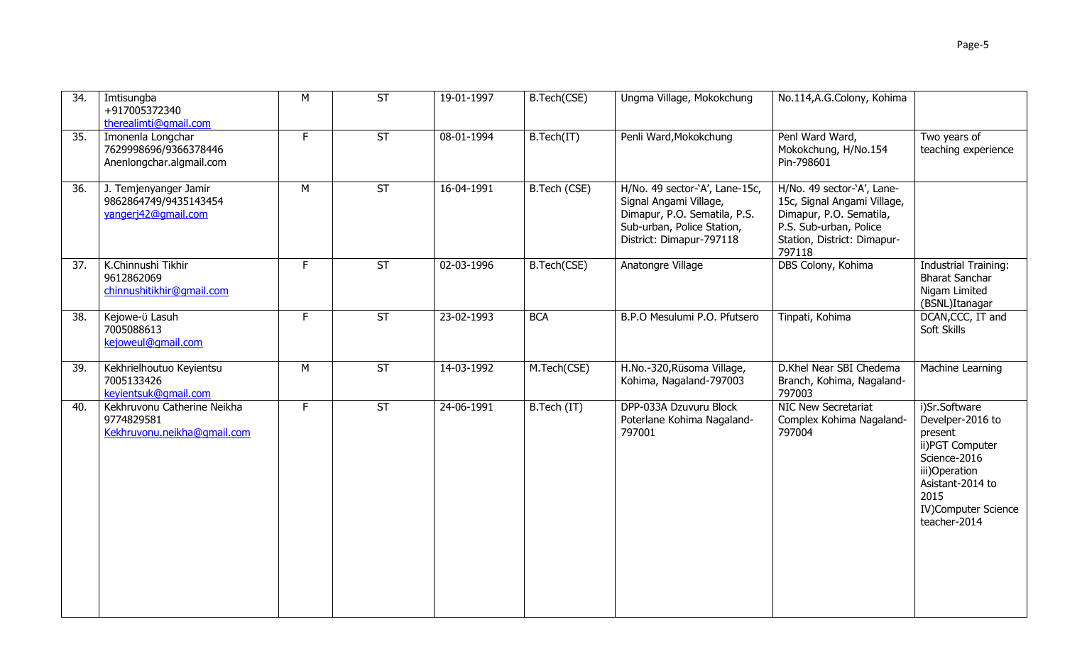| 34. | Imtisungba<br>+917005372340<br>therealimti@gmail.com | M | ST | 19-01-1997 | B.Tech(CSE) | Ungma Village, Mokokchung | No.114,A.G.Colony, Kohima | |
|---|---|---|---|---|---|---|---|---|
| 35. | Imonenla Longchar<br>7629998696/9366378446<br>Anenlongchar.algmail.com | F | ST | 08-01-1994 | B.Tech(IT) | Penli Ward,Mokokchung | Penl Ward Ward, Mokokchung, H/No.154 Pin-798601 | Two years of teaching experience |
| 36. | J. Temjenyanger Jamir<br>9862864749/9435143454<br>yangerj42@gmail.com | M | ST | 16-04-1991 | B.Tech (CSE) | H/No. 49 sector-'A', Lane-15c, Signal Angami Village, Dimapur, P.O. Sematila, P.S. Sub-urban, Police Station, District: Dimapur-797118 | H/No. 49 sector-'A', Lane-15c, Signal Angami Village, Dimapur, P.O. Sematila, P.S. Sub-urban, Police Station, District: Dimapur-797118 | |
| 37. | K.Chinnushi Tikhir<br>9612862069<br>chinnushitikhir@gmail.com | F | ST | 02-03-1996 | B.Tech(CSE) | Anatongre Village | DBS Colony, Kohima | Industrial Training: Bharat Sanchar Nigam Limited (BSNL)Itanagar |
| 38. | Kejowe-ü Lasuh<br>7005088613<br>kejoweul@gmail.com | F | ST | 23-02-1993 | BCA | B.P.O Mesulumi P.O. Pfutsero | Tinpati, Kohima | DCAN,CCC, IT and Soft Skills |
| 39. | Kekhrielhoutuo Keyientsu<br>7005133426<br>keyientsuk@gmail.com | M | ST | 14-03-1992 | M.Tech(CSE) | H.No.-320,Rüsoma Village, Kohima, Nagaland-797003 | D.Khel Near SBI Chedema Branch, Kohima, Nagaland-797003 | Machine Learning |
| 40. | Kekhruvonu Catherine Neikha<br>9774829581<br>Kekhruvonu.neikha@gmail.com | F | ST | 24-06-1991 | B.Tech (IT) | DPP-033A Dzuvuru Block Poterlane Kohima Nagaland-797001 | NIC New Secretariat Complex Kohima Nagaland-797004 | i)Sr.Software Develper-2016 to present<br>ii)PGT Computer Science-2016<br>iii)Operation Asistant-2014 to 2015<br>IV)Computer Science teacher-2014 |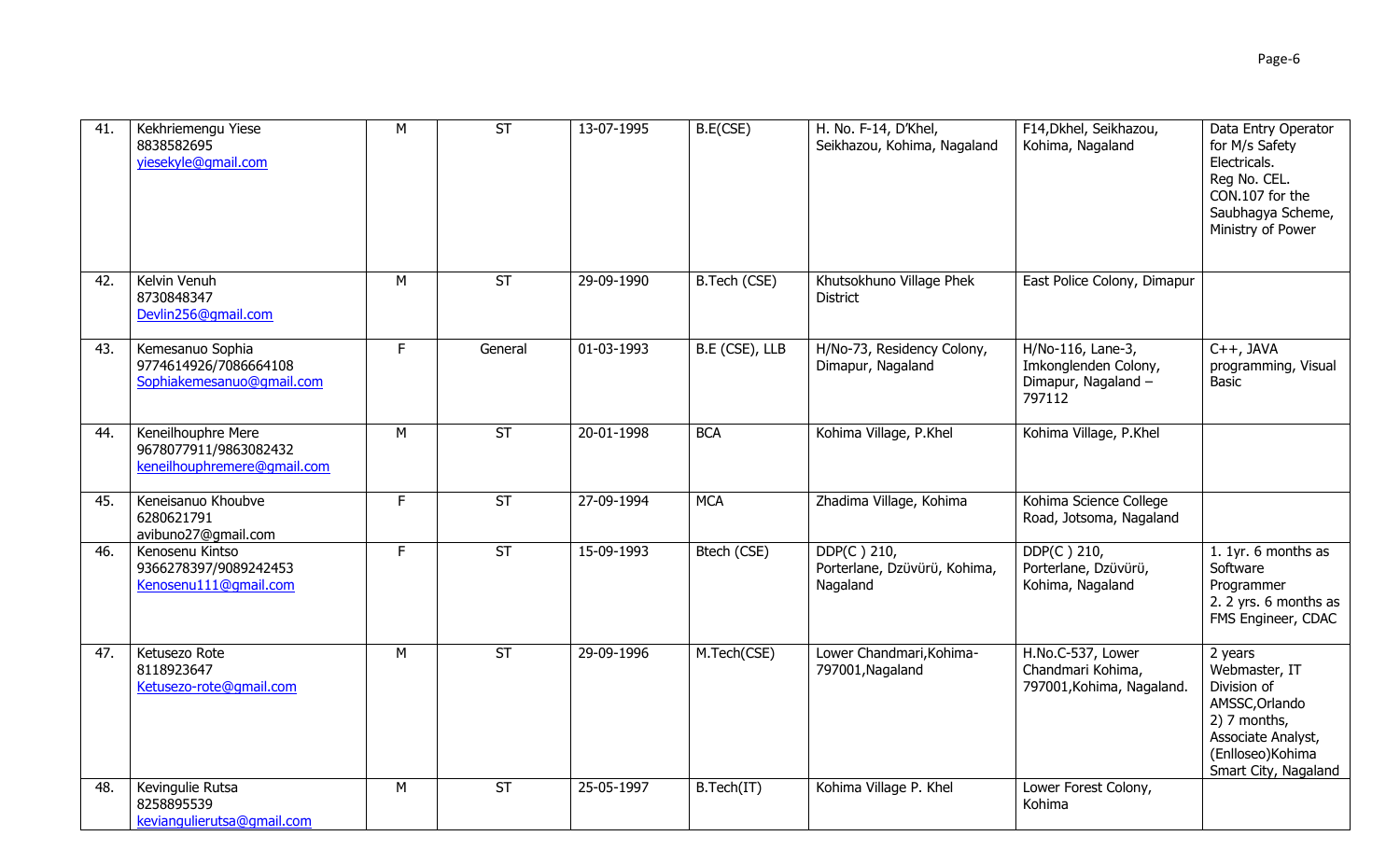| 41. | Kekhriemengu Yiese<br>8838582695<br>yiesekyle@gmail.com | M | ST | 13-07-1995 | B.E(CSE) | H. No. F-14, D'Khel, Seikhazou, Kohima, Nagaland | F14,Dkhel, Seikhazou, Kohima, Nagaland | Data Entry Operator for M/s Safety Electricals. Reg No. CEL. CON.107 for the Saubhagya Scheme, Ministry of Power |
|---|---|---|---|---|---|---|---|---|
| 42. | Kelvin Venuh<br>8730848347<br>Devlin256@gmail.com | M | ST | 29-09-1990 | B.Tech (CSE) | Khutsokhuno Village Phek District | East Police Colony, Dimapur | |
| 43. | Kemesanuo Sophia<br>9774614926/7086664108<br>Sophiakemesanuo@gmail.com | F | General | 01-03-1993 | B.E (CSE), LLB | H/No-73, Residency Colony, Dimapur, Nagaland | H/No-116, Lane-3, Imkonglenden Colony, Dimapur, Nagaland – 797112 | C++, JAVA programming, Visual Basic |
| 44. | Keneilhouphre Mere<br>9678077911/9863082432<br>keneilhouphremere@gmail.com | M | ST | 20-01-1998 | BCA | Kohima Village, P.Khel | Kohima Village, P.Khel | |
| 45. | Keneisanuo Khoubve<br>6280621791<br>avibuno27@gmail.com | F | ST | 27-09-1994 | MCA | Zhadima Village, Kohima | Kohima Science College Road, Jotsoma, Nagaland | |
| 46. | Kenosenu Kintso<br>9366278397/9089242453<br>Kenosenu111@gmail.com | F | ST | 15-09-1993 | Btech (CSE) | DDP(C ) 210, Porterlane, Dzüvürü, Kohima, Nagaland | DDP(C ) 210, Porterlane, Dzüvürü, Kohima, Nagaland | 1. 1yr. 6 months as Software Programmer<br>2. 2 yrs. 6 months as FMS Engineer, CDAC |
| 47. | Ketusezo Rote<br>8118923647<br>Ketusezo-rote@gmail.com | M | ST | 29-09-1996 | M.Tech(CSE) | Lower Chandmari,Kohima-797001,Nagaland | H.No.C-537, Lower Chandmari Kohima, 797001,Kohima, Nagaland. | 2 years Webmaster, IT Division of AMSSC,Orlando<br>2) 7 months, Associate Analyst, (Enlloseo)Kohima Smart City, Nagaland |
| 48. | Kevingulie Rutsa<br>8258895539<br>keviangulierutsa@gmail.com | M | ST | 25-05-1997 | B.Tech(IT) | Kohima Village P. Khel | Lower Forest Colony, Kohima | |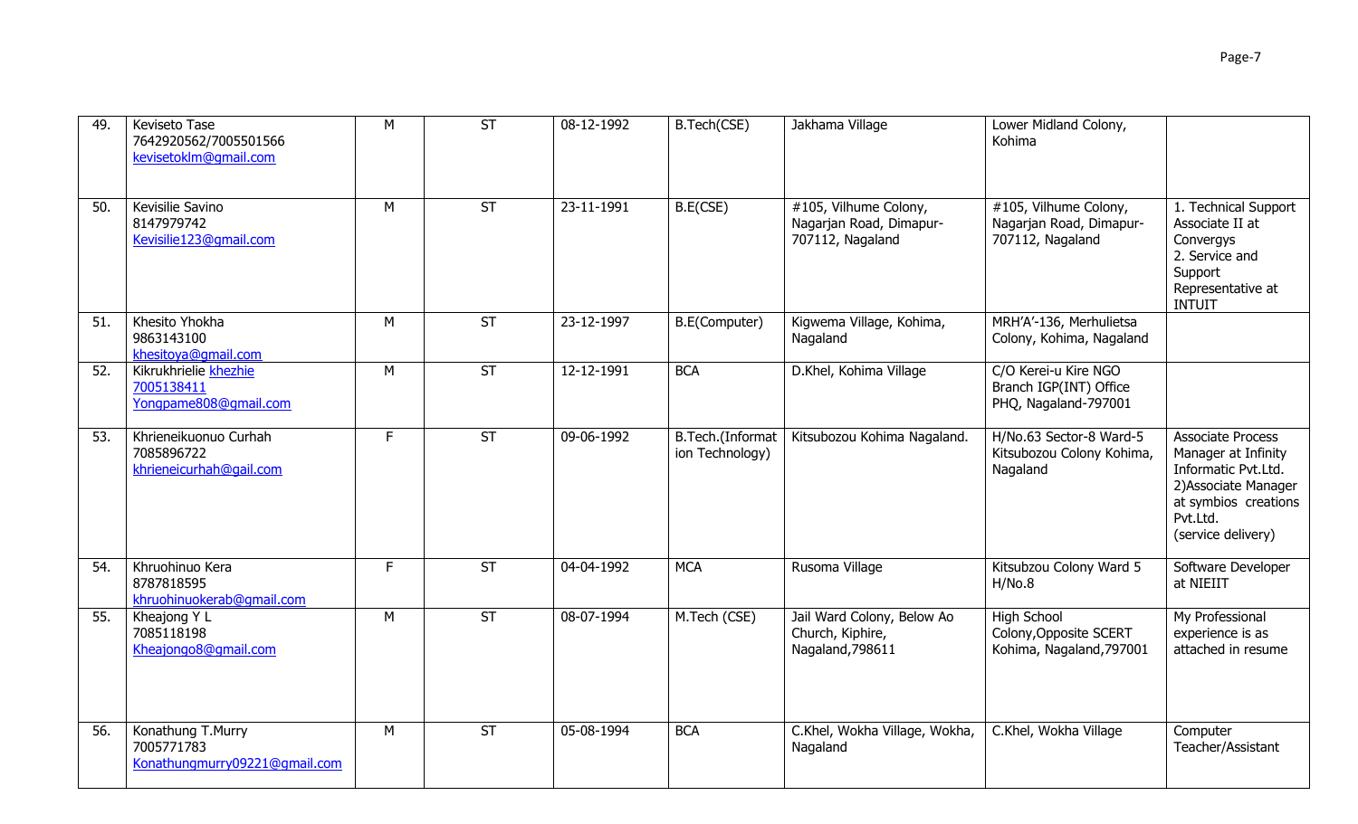| 49. | Keviseto Tase<br>7642920562/7005501566<br>kevisetoklm@gmail.com | M | ST | 08-12-1992 | B.Tech(CSE) | Jakhama Village | Lower Midland Colony, Kohima | |
|---|---|---|---|---|---|---|---|---|
| 50. | Kevisilie Savino<br>8147979742<br>Kevisilie123@gmail.com | M | ST | 23-11-1991 | B.E(CSE) | #105, Vilhume Colony, Nagarjan Road, Dimapur-707112, Nagaland | #105, Vilhume Colony, Nagarjan Road, Dimapur-707112, Nagaland | 1. Technical Support Associate II at Convergys<br>2. Service and Support Representative at INTUIT |
| 51. | Khesito Yhokha<br>9863143100<br>khesitoya@gmail.com | M | ST | 23-12-1997 | B.E(Computer) | Kigwema Village, Kohima, Nagaland | MRH'A'-136, Merhulietsa Colony, Kohima, Nagaland | |
| 52. | Kikrukhrielie khezhie<br>7005138411<br>Yongpame808@gmail.com | M | ST | 12-12-1991 | BCA | D.Khel, Kohima Village | C/O Kerei-u Kire NGO Branch IGP(INT) Office PHQ, Nagaland-797001 | |
| 53. | Khrieneikuonuo Curhah<br>7085896722<br>khrieneicurhah@gail.com | F | ST | 09-06-1992 | B.Tech.(Information Technology) | Kitsubozou Kohima Nagaland. | H/No.63 Sector-8 Ward-5 Kitsubozou Colony Kohima, Nagaland | Associate Process Manager at Infinity Informatic Pvt.Ltd.<br>2)Associate Manager at symbios creations Pvt.Ltd.<br>(service delivery) |
| 54. | Khruohinuo Kera<br>8787818595<br>khruohinuokerab@gmail.com | F | ST | 04-04-1992 | MCA | Rusoma Village | Kitsubzou Colony Ward 5 H/No.8 | Software Developer at NIEIIT |
| 55. | Kheajong Y L<br>7085118198<br>Kheajongo8@gmail.com | M | ST | 08-07-1994 | M.Tech (CSE) | Jail Ward Colony, Below Ao Church, Kiphire, Nagaland,798611 | High School Colony,Opposite SCERT Kohima, Nagaland,797001 | My Professional experience is as attached in resume |
| 56. | Konathung T.Murry<br>7005771783<br>Konathungmurry09221@gmail.com | M | ST | 05-08-1994 | BCA | C.Khel, Wokha Village, Wokha, Nagaland | C.Khel, Wokha Village | Computer Teacher/Assistant |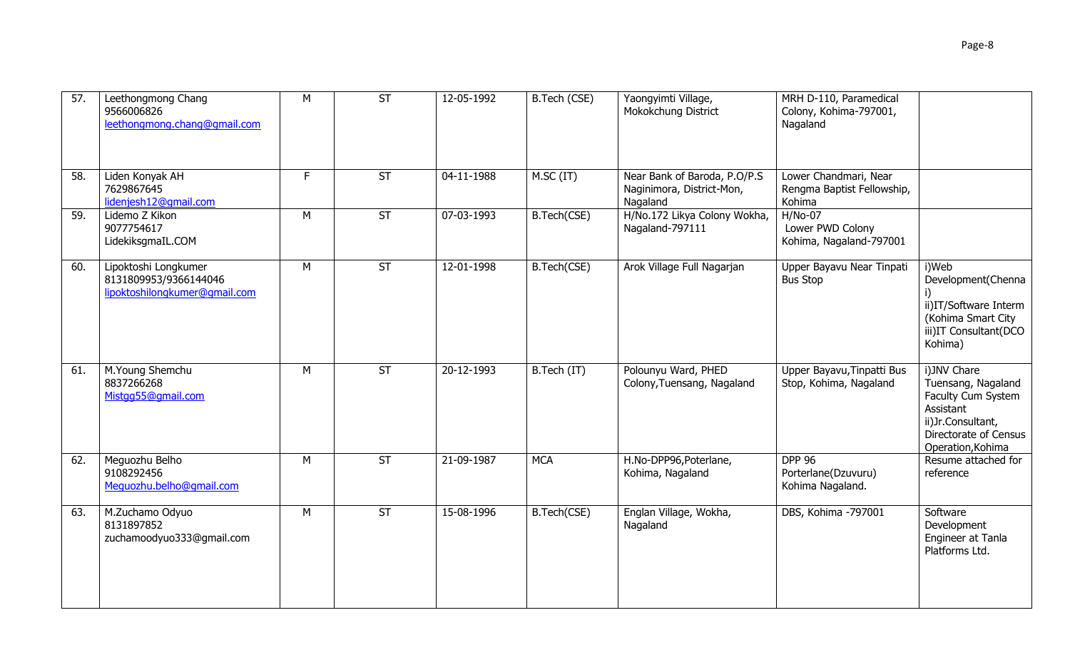| 57. | Leethongmong Chang<br>9566006826<br>leethongmong.chang@gmail.com | M | ST | 12-05-1992 | B.Tech (CSE) | Yaongyimti Village, Mokokchung District | MRH D-110, Paramedical Colony, Kohima-797001, Nagaland | |
|---|---|---|---|---|---|---|---|---|
| 58. | Liden Konyak AH<br>7629867645<br>lidenjesh12@gmail.com | F | ST | 04-11-1988 | M.SC (IT) | Near Bank of Baroda, P.O/P.S Naginimora, District-Mon, Nagaland | Lower Chandmari, Near Rengma Baptist Fellowship, Kohima | |
| 59. | Lidemo Z Kikon<br>9077754617<br>LidekiksgmaIL.COM | M | ST | 07-03-1993 | B.Tech(CSE) | H/No.172 Likya Colony Wokha, Nagaland-797111 | H/No-07<br>Lower PWD Colony<br>Kohima, Nagaland-797001 | |
| 60. | Lipoktoshi Longkumer<br>8131809953/9366144046<br>lipoktoshilongkumer@gmail.com | M | ST | 12-01-1998 | B.Tech(CSE) | Arok Village Full Nagarjan | Upper Bayavu Near Tinpati Bus Stop | i)Web Development(Chennai)<br>ii)IT/Software Interm (Kohima Smart City<br>iii)IT Consultant(DCO Kohima) |
| 61. | M.Young Shemchu<br>8837266268<br>Mistgg55@gmail.com | M | ST | 20-12-1993 | B.Tech (IT) | Polounyu Ward, PHED Colony,Tuensang, Nagaland | Upper Bayavu,Tinpatti Bus Stop, Kohima, Nagaland | i)JNV Chare Tuensang, Nagaland Faculty Cum System Assistant<br>ii)Jr.Consultant, Directorate of Census Operation,Kohima |
| 62. | Meguozhu Belho<br>9108292456<br>Meguozhu.belho@gmail.com | M | ST | 21-09-1987 | MCA | H.No-DPP96,Poterlane, Kohima, Nagaland | DPP 96<br>Porterlane(Dzuvuru)<br>Kohima Nagaland. | Resume attached for reference |
| 63. | M.Zuchamo Odyuo<br>8131897852<br>zuchamoodyuo333@gmail.com | M | ST | 15-08-1996 | B.Tech(CSE) | Englan Village, Wokha, Nagaland | DBS, Kohima -797001 | Software Development Engineer at Tanla Platforms Ltd. |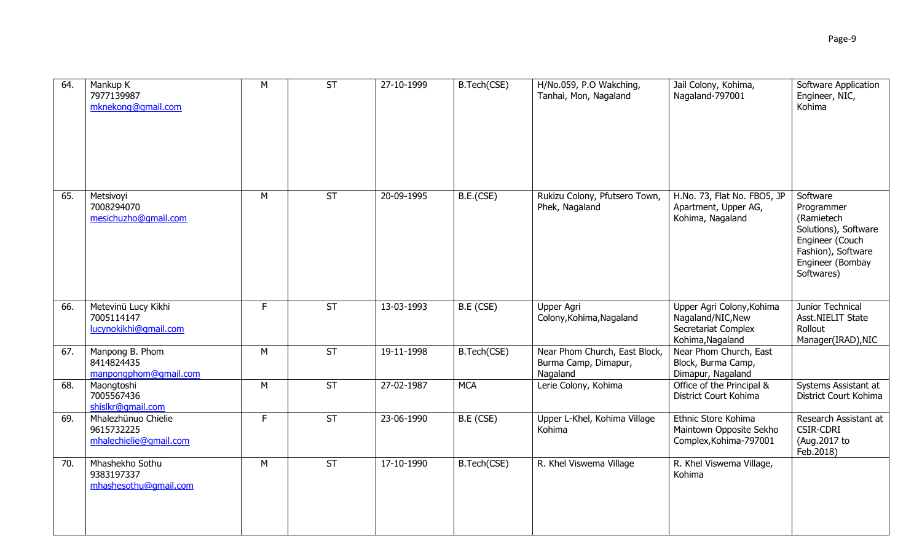| 64. | Mankup K<br>7977139987<br>mknekong@gmail.com | M | ST | 27-10-1999 | B.Tech(CSE) | H/No.059, P.O Wakching, Tanhai, Mon, Nagaland | Jail Colony, Kohima, Nagaland-797001 | Software Application Engineer, NIC, Kohima |
|---|---|---|---|---|---|---|---|---|
| 65. | Metsivoyi<br>7008294070<br>mesichuzho@gmail.com | M | ST | 20-09-1995 | B.E.(CSE) | Rukizu Colony, Pfutsero Town, Phek, Nagaland | H.No. 73, Flat No. FBO5, JP Apartment, Upper AG, Kohima, Nagaland | Software Programmer (Ramietech Solutions), Software Engineer (Couch Fashion), Software Engineer (Bombay Softwares) |
| 66. | Metevinü Lucy Kikhi<br>7005114147<br>lucynokikhi@gmail.com | F | ST | 13-03-1993 | B.E (CSE) | Upper Agri Colony,Kohima,Nagaland | Upper Agri Colony,Kohima Nagaland/NIC,New Secretariat Complex Kohima,Nagaland | Junior Technical Asst.NIELIT State Rollout Manager(IRAD),NIC |
| 67. | Manpong B. Phom<br>8414824435<br>manpongphom@gmail.com | M | ST | 19-11-1998 | B.Tech(CSE) | Near Phom Church, East Block, Burma Camp, Dimapur, Nagaland | Near Phom Church, East Block, Burma Camp, Dimapur, Nagaland | |
| 68. | Maongtoshi<br>7005567436<br>shislkr@gmail.com | M | ST | 27-02-1987 | MCA | Lerie Colony, Kohima | Office of the Principal & District Court Kohima | Systems Assistant at District Court Kohima |
| 69. | Mhalezhünuo Chielie<br>9615732225<br>mhalechielie@gmail.com | F | ST | 23-06-1990 | B.E (CSE) | Upper L-Khel, Kohima Village Kohima | Ethnic Store Kohima Maintown Opposite Sekho Complex,Kohima-797001 | Research Assistant at CSIR-CDRI (Aug.2017 to Feb.2018) |
| 70. | Mhashekho Sothu<br>9383197337<br>mhashesothu@gmail.com | M | ST | 17-10-1990 | B.Tech(CSE) | R. Khel Viswema Village | R. Khel Viswema Village, Kohima | |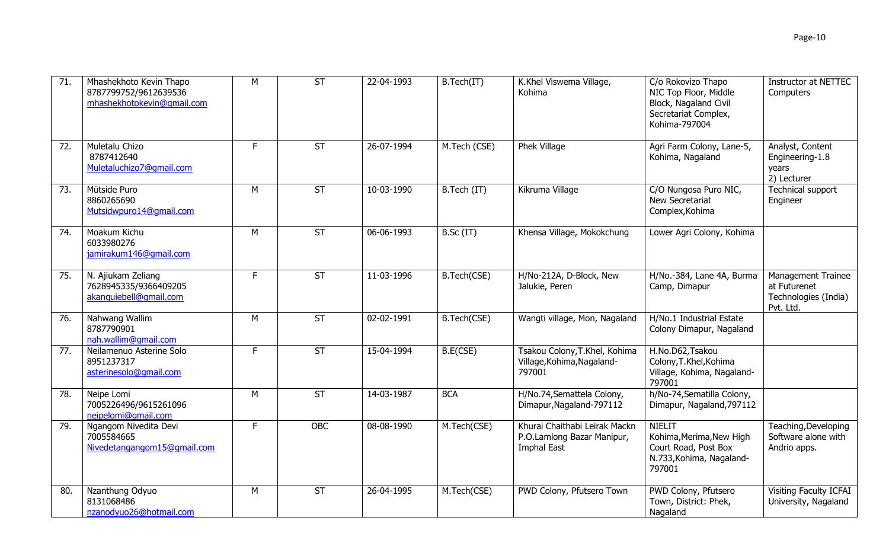| | | | | | | | | |
|---|---|---|---|---|---|---|---|---|
| 71. | Mhashekhoto Kevin Thapo 8787799752/9612639536 mhashekhotokevin@gmail.com | M | ST | 22-04-1993 | B.Tech(IT) | K.Khel Viswema Village, Kohima | C/o Rokovizo Thapo NIC Top Floor, Middle Block, Nagaland Civil Secretariat Complex, Kohima-797004 | Instructor at NETTEC Computers |
| 72. | Muletalu Chizo 8787412640 Muletaluchizo7@gmail.com | F | ST | 26-07-1994 | M.Tech (CSE) | Phek Village | Agri Farm Colony, Lane-5, Kohima, Nagaland | Analyst, Content Engineering-1.8 years 2) Lecturer |
| 73. | Mütside Puro 8860265690 Mutsidwpuro14@gmail.com | M | ST | 10-03-1990 | B.Tech (IT) | Kikruma Village | C/O Nungosa Puro NIC, New Secretariat Complex,Kohima | Technical support Engineer |
| 74. | Moakum Kichu 6033980276 jamirakum146@gmail.com | M | ST | 06-06-1993 | B.Sc (IT) | Khensa Village, Mokokchung | Lower Agri Colony, Kohima | |
| 75. | N. Ajiukam Zeliang 7628945335/9366409205 akanguiebell@gmail.com | F | ST | 11-03-1996 | B.Tech(CSE) | H/No-212A, D-Block, New Jalukie, Peren | H/No.-384, Lane 4A, Burma Camp, Dimapur | Management Trainee at Futurenet Technologies (India) Pvt. Ltd. |
| 76. | Nahwang Wallim 8787790901 nah.wallim@gmail.com | M | ST | 02-02-1991 | B.Tech(CSE) | Wangti village, Mon, Nagaland | H/No.1 Industrial Estate Colony Dimapur, Nagaland | |
| 77. | Neilamenuo Asterine Solo 8951237317 asterinesolo@gmail.com | F | ST | 15-04-1994 | B.E(CSE) | Tsakou Colony,T.Khel, Kohima Village,Kohima,Nagaland-797001 | H.No.D62,Tsakou Colony,T.Khel,Kohima Village, Kohima, Nagaland-797001 | |
| 78. | Neipe Lomi 7005226496/9615261096 neipelomi@gmail.com | M | ST | 14-03-1987 | BCA | H/No.74,Semattela Colony, Dimapur,Nagaland-797112 | h/No-74,Sematilla Colony, Dimapur, Nagaland,797112 | |
| 79. | Ngangom Nivedita Devi 7005584665 Nivedetangangom15@gmail.com | F | OBC | 08-08-1990 | M.Tech(CSE) | Khurai Chaithabi Leirak Mackn P.O.Lamlong Bazar Manipur, Imphal East | NIELIT Kohima,Merima,New High Court Road, Post Box N.733,Kohima, Nagaland-797001 | Teaching,Developing Software alone with Andrio apps. |
| 80. | Nzanthung Odyuo 8131068486 nzanodyuo26@hotmail.com | M | ST | 26-04-1995 | M.Tech(CSE) | PWD Colony, Pfutsero Town | PWD Colony, Pfutsero Town, District: Phek, Nagaland | Visiting Faculty ICFAI University, Nagaland |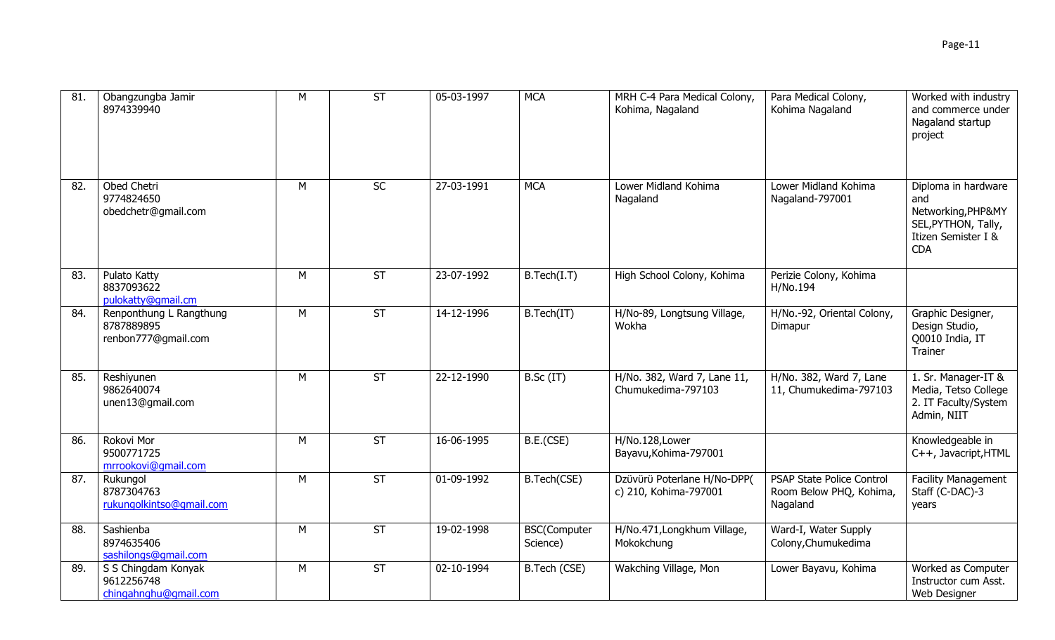| 81. | Obangzungba Jamir<br>8974339940 | M | ST | 05-03-1997 | MCA | MRH C-4 Para Medical Colony, Kohima, Nagaland | Para Medical Colony, Kohima Nagaland | Worked with industry and commerce under Nagaland startup project |
|---|---|---|---|---|---|---|---|---|
| 82. | Obed Chetri<br>9774824650<br>obedchetr@gmail.com | M | SC | 27-03-1991 | MCA | Lower Midland Kohima Nagaland | Lower Midland Kohima Nagaland-797001 | Diploma in hardware and Networking,PHP&MYSEL,PYTHON, Tally, Itizen Semister I & CDA |
| 83. | Pulato Katty<br>8837093622<br>pulokatty@gmail.cm | M | ST | 23-07-1992 | B.Tech(I.T) | High School Colony, Kohima | Perizie Colony, Kohima H/No.194 | |
| 84. | Renponthung L Rangthung<br>8787889895<br>renbon777@gmail.com | M | ST | 14-12-1996 | B.Tech(IT) | H/No-89, Longtsung Village, Wokha | H/No.-92, Oriental Colony, Dimapur | Graphic Designer, Design Studio, Q0010 India, IT Trainer |
| 85. | Reshiyunen<br>9862640074<br>unen13@gmail.com | M | ST | 22-12-1990 | B.Sc (IT) | H/No. 382, Ward 7, Lane 11, Chumukedima-797103 | H/No. 382, Ward 7, Lane 11, Chumukedima-797103 | 1. Sr. Manager-IT & Media, Tetso College 2. IT Faculty/System Admin, NIIT |
| 86. | Rokovi Mor<br>9500771725<br>mrrookovi@gmail.com | M | ST | 16-06-1995 | B.E.(CSE) | H/No.128,Lower Bayavu,Kohima-797001 | | Knowledgeable in C++, Javacript,HTML |
| 87. | Rukungol<br>8787304763<br>rukungolkintso@gmail.com | M | ST | 01-09-1992 | B.Tech(CSE) | Dzüvürü Poterlane H/No-DPP(c) 210, Kohima-797001 | PSAP State Police Control Room Below PHQ, Kohima, Nagaland | Facility Management Staff (C-DAC)-3 years |
| 88. | Sashienba<br>8974635406<br>sashilongs@gmail.com | M | ST | 19-02-1998 | BSC(Computer Science) | H/No.471,Longkhum Village, Mokokchung | Ward-I, Water Supply Colony,Chumukedima | |
| 89. | S S Chingdam Konyak<br>9612256748<br>chingahnghu@gmail.com | M | ST | 02-10-1994 | B.Tech (CSE) | Wakching Village, Mon | Lower Bayavu, Kohima | Worked as Computer Instructor cum Asst. Web Designer |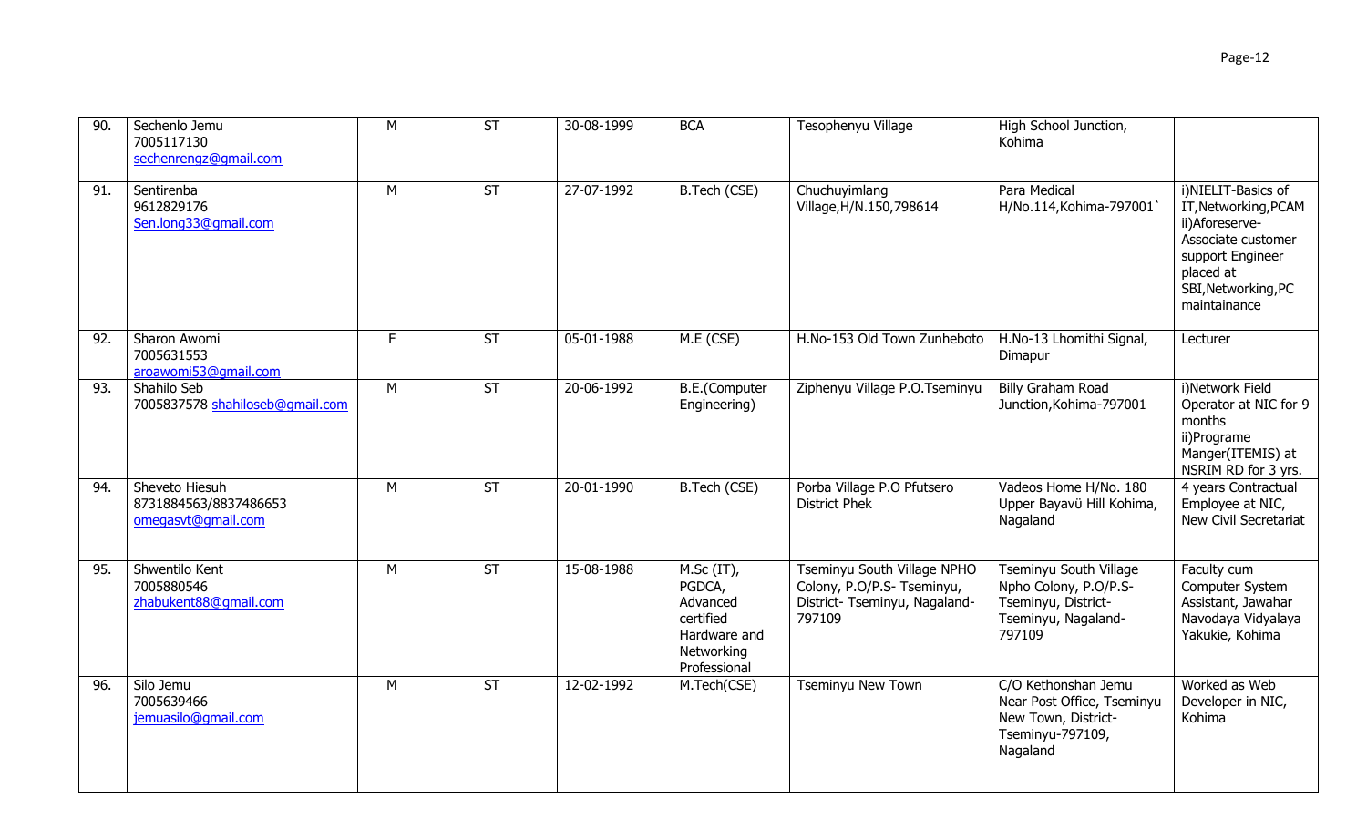| 90. | Sechenlo Jemu 7005117130 sechenrengz@gmail.com | M | ST | 30-08-1999 | BCA | Tesophenyu Village | High School Junction, Kohima | |
|---|---|---|---|---|---|---|---|---|
| 91. | Sentirenba 9612829176 Sen.long33@gmail.com | M | ST | 27-07-1992 | B.Tech (CSE) | Chuchuyimlang Village,H/N.150,798614 | Para Medical H/No.114,Kohima-797001` | i)NIELIT-Basics of IT,Networking,PCAM ii)Aforeserve-Associate customer support Engineer placed at SBI,Networking,PC maintainance |
| 92. | Sharon Awomi 7005631553 aroawomi53@gmail.com | F | ST | 05-01-1988 | M.E (CSE) | H.No-153 Old Town Zunheboto | H.No-13 Lhomithi Signal, Dimapur | Lecturer |
| 93. | Shahilo Seb 7005837578 shahiloseb@gmail.com | M | ST | 20-06-1992 | B.E.(Computer Engineering) | Ziphenyu Village P.O.Tseminyu | Billy Graham Road Junction,Kohima-797001 | i)Network Field Operator at NIC for 9 months ii)Programe Manger(ITEMIS) at NSRIM RD for 3 yrs. |
| 94. | Sheveto Hiesuh 8731884563/8837486653 omegasvt@gmail.com | M | ST | 20-01-1990 | B.Tech (CSE) | Porba Village P.O Pfutsero District Phek | Vadeos Home H/No. 180 Upper Bayavü Hill Kohima, Nagaland | 4 years Contractual Employee at NIC, New Civil Secretariat |
| 95. | Shwentilo Kent 7005880546 zhabukent88@gmail.com | M | ST | 15-08-1988 | M.Sc (IT), PGDCA, Advanced certified Hardware and Networking Professional | Tseminyu South Village NPHO Colony, P.O/P.S- Tseminyu, District- Tseminyu, Nagaland-797109 | Tseminyu South Village Npho Colony, P.O/P.S-Tseminyu, District-Tseminyu, Nagaland-797109 | Faculty cum Computer System Assistant, Jawahar Navodaya Vidyalaya Yakukie, Kohima |
| 96. | Silo Jemu 7005639466 jemuasilo@gmail.com | M | ST | 12-02-1992 | M.Tech(CSE) | Tseminyu New Town | C/O Kethonshan Jemu Near Post Office, Tseminyu New Town, District-Tseminyu-797109, Nagaland | Worked as Web Developer in NIC, Kohima |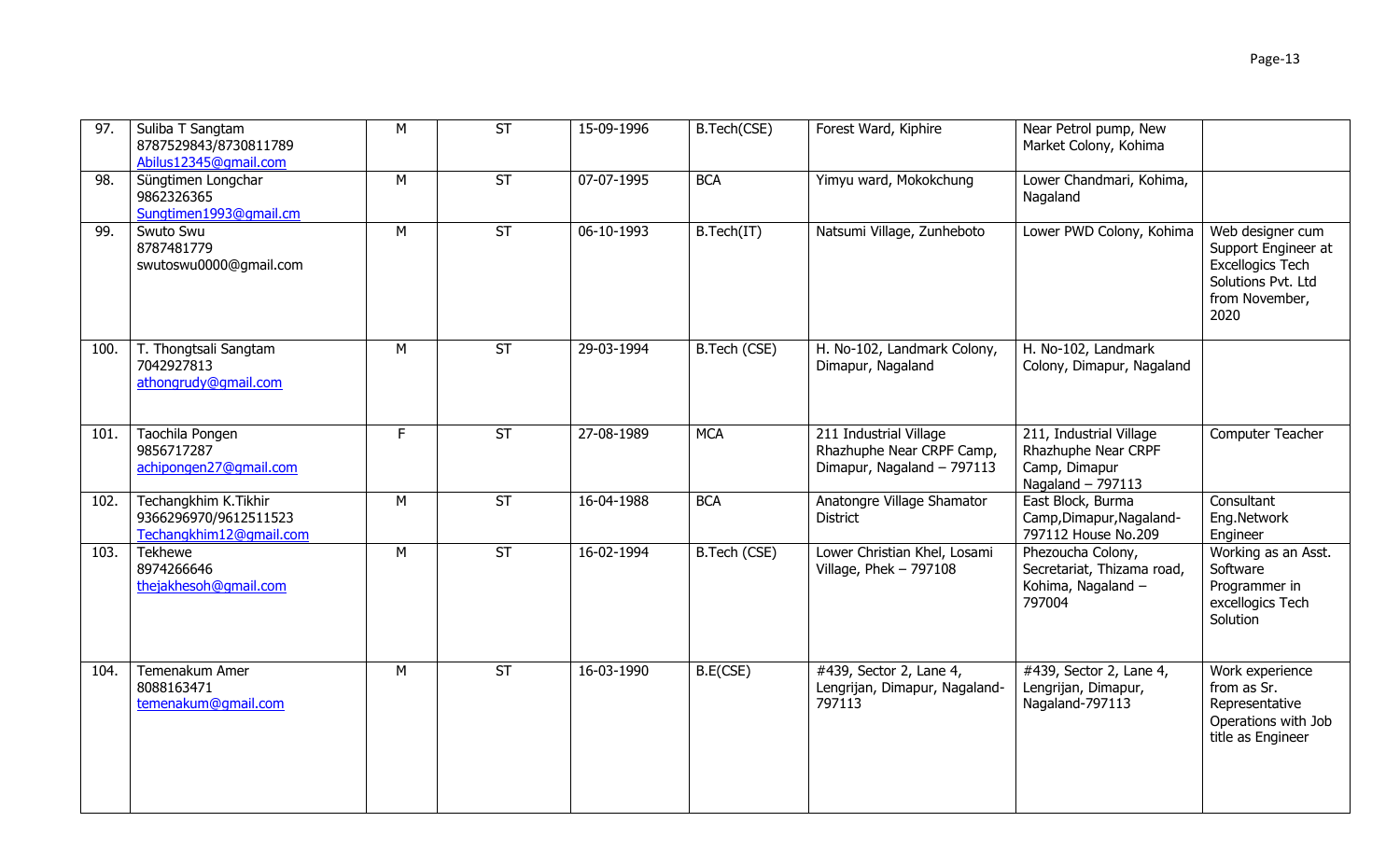| 97. | Suliba T Sangtam<br>8787529843/8730811789<br>Abilus12345@gmail.com | M | ST | 15-09-1996 | B.Tech(CSE) | Forest Ward, Kiphire | Near Petrol pump, New Market Colony, Kohima | |
|---|---|---|---|---|---|---|---|---|
| 98. | Süngtimen Longchar<br>9862326365<br>Sungtimen1993@gmail.cm | M | ST | 07-07-1995 | BCA | Yimyu ward, Mokokchung | Lower Chandmari, Kohima, Nagaland | |
| 99. | Swuto Swu<br>8787481779<br>swutoswu0000@gmail.com | M | ST | 06-10-1993 | B.Tech(IT) | Natsumi Village, Zunheboto | Lower PWD Colony, Kohima | Web designer cum Support Engineer at Excellogics Tech Solutions Pvt. Ltd from November, 2020 |
| 100. | T. Thongtsali Sangtam<br>7042927813<br>athongrudy@gmail.com | M | ST | 29-03-1994 | B.Tech (CSE) | H. No-102, Landmark Colony, Dimapur, Nagaland | H. No-102, Landmark Colony, Dimapur, Nagaland | |
| 101. | Taochila Pongen<br>9856717287<br>achipongen27@gmail.com | F | ST | 27-08-1989 | MCA | 211 Industrial Village Rhazhuphe Near CRPF Camp, Dimapur, Nagaland – 797113 | 211, Industrial Village Rhazhuphe Near CRPF Camp, Dimapur Nagaland – 797113 | Computer Teacher |
| 102. | Techangkhim K.Tikhir<br>9366296970/9612511523<br>Techangkhim12@gmail.com | M | ST | 16-04-1988 | BCA | Anatongre Village Shamator District | East Block, Burma Camp,Dimapur,Nagaland-797112 House No.209 | Consultant Eng.Network Engineer |
| 103. | Tekhewe<br>8974266646<br>thejakhesoh@gmail.com | M | ST | 16-02-1994 | B.Tech (CSE) | Lower Christian Khel, Losami Village, Phek – 797108 | Phezoucha Colony, Secretariat, Thizama road, Kohima, Nagaland – 797004 | Working as an Asst. Software Programmer in excellogics Tech Solution |
| 104. | Temenakum Amer<br>8088163471<br>temenakum@gmail.com | M | ST | 16-03-1990 | B.E(CSE) | #439, Sector 2, Lane 4, Lengrijan, Dimapur, Nagaland-797113 | #439, Sector 2, Lane 4, Lengrijan, Dimapur, Nagaland-797113 | Work experience from as Sr. Representative Operations with Job title as Engineer |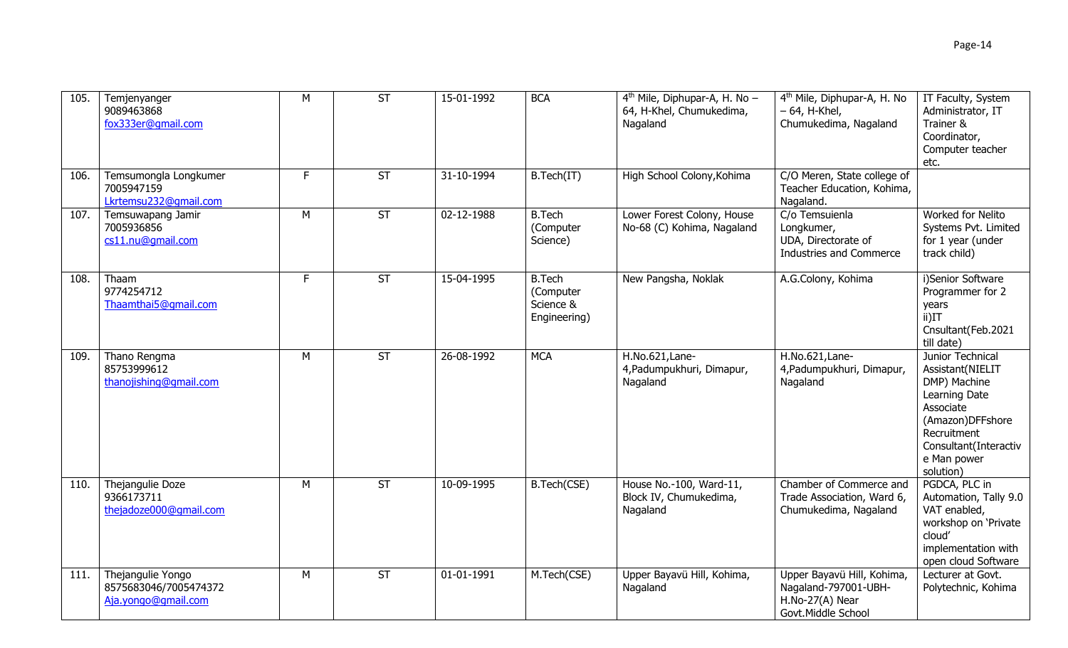| 105. | Temjenyanger<br>9089463868<br>fox333er@gmail.com | M | ST | 15-01-1992 | BCA | 4th Mile, Diphupar-A, H. No – 64, H-Khel, Chumukedima, Nagaland | 4th Mile, Diphupar-A, H. No – 64, H-Khel, Chumukedima, Nagaland | IT Faculty, System Administrator, IT Trainer & Coordinator, Computer teacher etc. |
|---|---|---|---|---|---|---|---|---|
| 106. | Temsumongla Longkumer<br>7005947159<br>Lkrtemsu232@gmail.com | F | ST | 31-10-1994 | B.Tech(IT) | High School Colony,Kohima | C/O Meren, State college of Teacher Education, Kohima, Nagaland. | |
| 107. | Temsuwapang Jamir<br>7005936856<br>cs11.nu@gmail.com | M | ST | 02-12-1988 | B.Tech (Computer Science) | Lower Forest Colony, House No-68 (C) Kohima, Nagaland | C/o Temsuienla Longkumer, UDA, Directorate of Industries and Commerce | Worked for Nelito Systems Pvt. Limited for 1 year (under track child) |
| 108. | Thaam<br>9774254712<br>Thaamthai5@gmail.com | F | ST | 15-04-1995 | B.Tech (Computer Science & Engineering) | New Pangsha, Noklak | A.G.Colony, Kohima | i)Senior Software Programmer for 2 years<br>ii)IT Cnsultant(Feb.2021 till date) |
| 109. | Thano Rengma<br>85753999612<br>thanojishing@gmail.com | M | ST | 26-08-1992 | MCA | H.No.621,Lane-4,Padumpukhuri, Dimapur, Nagaland | H.No.621,Lane-4,Padumpukhuri, Dimapur, Nagaland | Junior Technical Assistant(NIELIT DMP) Machine Learning Date Associate (Amazon)DFFshore Recruitment Consultant(Interactive Man power solution) |
| 110. | Thejangulie Doze<br>9366173711<br>thejadoze000@gmail.com | M | ST | 10-09-1995 | B.Tech(CSE) | House No.-100, Ward-11, Block IV, Chumukedima, Nagaland | Chamber of Commerce and Trade Association, Ward 6, Chumukedima, Nagaland | PGDCA, PLC in Automation, Tally 9.0 VAT enabled, workshop on 'Private cloud' implementation with open cloud Software |
| 111. | Thejangulie Yongo<br>8575683046/7005474372<br>Aja.yongo@gmail.com | M | ST | 01-01-1991 | M.Tech(CSE) | Upper Bayavü Hill, Kohima, Nagaland | Upper Bayavü Hill, Kohima, Nagaland-797001-UBH-H.No-27(A) Near Govt.Middle School | Lecturer at Govt. Polytechnic, Kohima |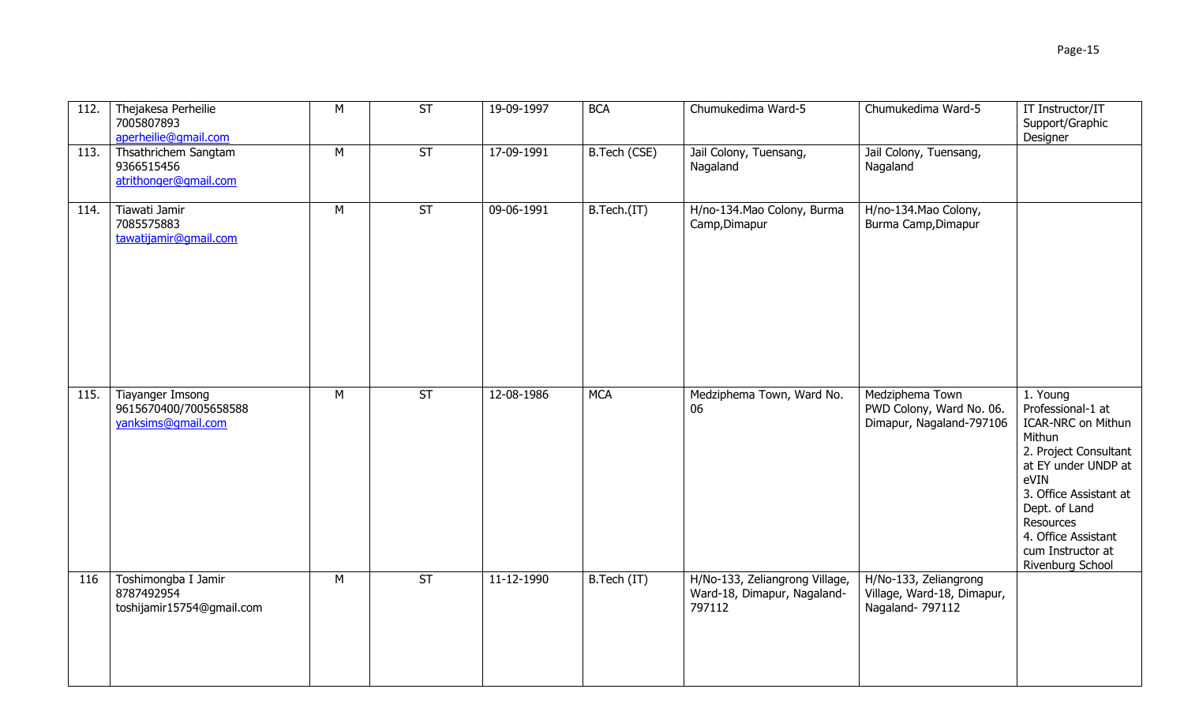| 112. | Thejakesa Perheilie<br>7005807893<br>aperheilie@gmail.com | M | ST | 19-09-1997 | BCA | Chumukedima Ward-5 | Chumukedima Ward-5 | IT Instructor/IT Support/Graphic Designer |
|---|---|---|---|---|---|---|---|---|
| 113. | Thsathrichem Sangtam<br>9366515456<br>atrithonger@gmail.com | M | ST | 17-09-1991 | B.Tech (CSE) | Jail Colony, Tuensang, Nagaland | Jail Colony, Tuensang, Nagaland | |
| 114. | Tiawati Jamir<br>7085575883<br>tawatijamir@gmail.com | M | ST | 09-06-1991 | B.Tech.(IT) | H/no-134.Mao Colony, Burma Camp,Dimapur | H/no-134.Mao Colony, Burma Camp,Dimapur | |
| 115. | Tiayanger Imsong<br>9615670400/7005658588<br>yanksims@gmail.com | M | ST | 12-08-1986 | MCA | Medziphema Town, Ward No. 06 | Medziphema Town PWD Colony, Ward No. 06. Dimapur, Nagaland-797106 | 1. Young Professional-1 at ICAR-NRC on Mithun Mithun<br>2. Project Consultant at EY under UNDP at eVIN<br>3. Office Assistant at Dept. of Land Resources<br>4. Office Assistant cum Instructor at Rivenburg School |
| 116 | Toshimongba I Jamir<br>8787492954<br>toshijamir15754@gmail.com | M | ST | 11-12-1990 | B.Tech (IT) | H/No-133, Zeliangrong Village, Ward-18, Dimapur, Nagaland-797112 | H/No-133, Zeliangrong Village, Ward-18, Dimapur, Nagaland- 797112 | |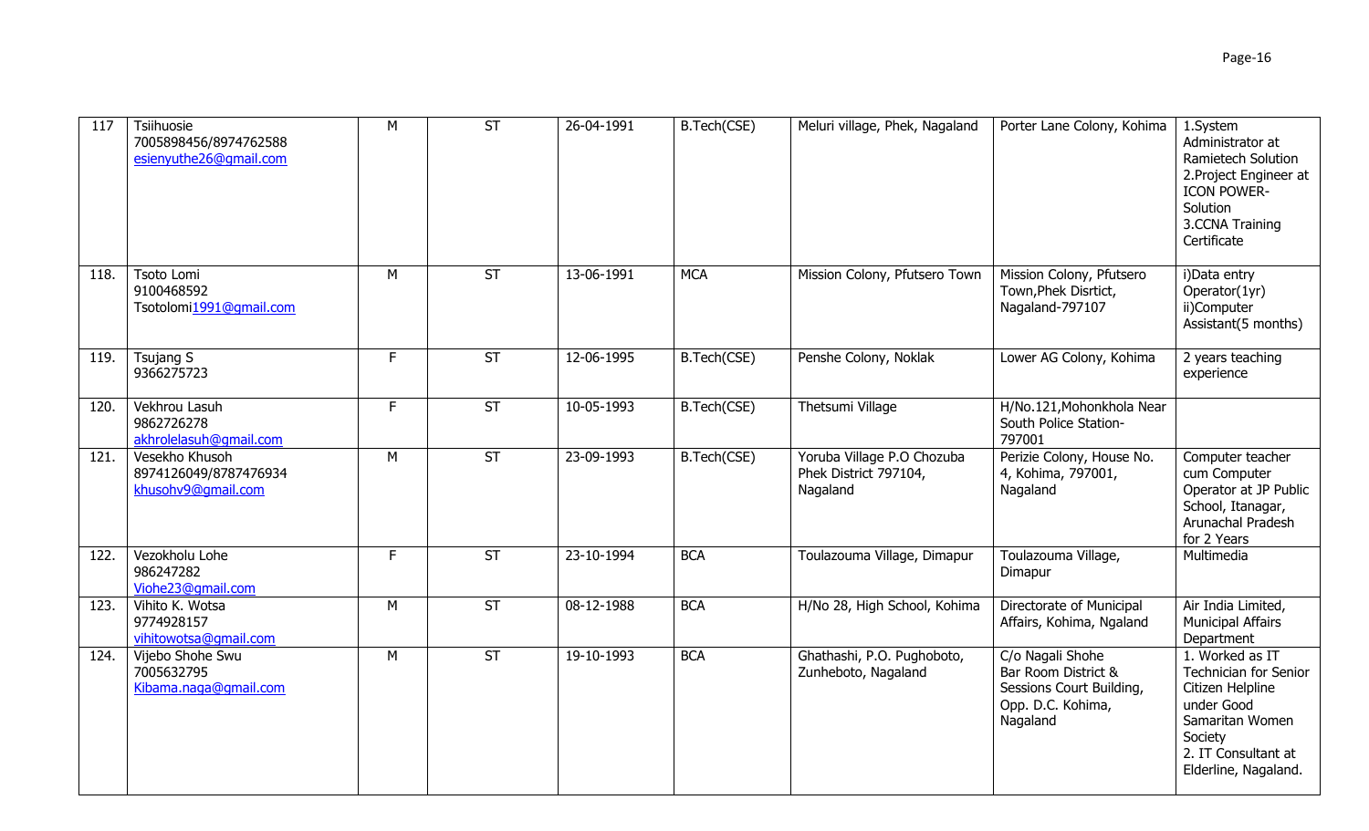| 117 | Tsiihuosie<br>7005898456/8974762588<br>esienyuthe26@gmail.com | M | ST | 26-04-1991 | B.Tech(CSE) | Meluri village, Phek, Nagaland | Porter Lane Colony, Kohima | 1.System Administrator at Ramietech Solution<br>2.Project Engineer at ICON POWER-Solution<br>3.CCNA Training Certificate |
|---|---|---|---|---|---|---|---|---|
| 118. | Tsoto Lomi<br>9100468592<br>Tsotolomi1991@gmail.com | M | ST | 13-06-1991 | MCA | Mission Colony, Pfutsero Town | Mission Colony, Pfutsero Town,Phek Disrtict, Nagaland-797107 | i)Data entry Operator(1yr)<br>ii)Computer Assistant(5 months) |
| 119. | Tsujang S<br>9366275723 | F | ST | 12-06-1995 | B.Tech(CSE) | Penshe Colony, Noklak | Lower AG Colony, Kohima | 2 years teaching experience |
| 120. | Vekhrou Lasuh<br>9862726278<br>akhrolelasuh@gmail.com | F | ST | 10-05-1993 | B.Tech(CSE) | Thetsumi Village | H/No.121,Mohonkhola Near South Police Station-797001 | |
| 121. | Vesekho Khusoh<br>8974126049/8787476934<br>khusohv9@gmail.com | M | ST | 23-09-1993 | B.Tech(CSE) | Yoruba Village P.O Chozuba Phek District 797104, Nagaland | Perizie Colony, House No. 4, Kohima, 797001, Nagaland | Computer teacher cum Computer Operator at JP Public School, Itanagar, Arunachal Pradesh for 2 Years |
| 122. | Vezokholu Lohe<br>986247282<br>Viohe23@gmail.com | F | ST | 23-10-1994 | BCA | Toulazouma Village, Dimapur | Toulazouma Village, Dimapur | Multimedia |
| 123. | Vihito K. Wotsa<br>9774928157<br>vihitowotsa@gmail.com | M | ST | 08-12-1988 | BCA | H/No 28, High School, Kohima | Directorate of Municipal Affairs, Kohima, Ngaland | Air India Limited, Municipal Affairs Department |
| 124. | Vijebo Shohe Swu<br>7005632795<br>Kibama.naga@gmail.com | M | ST | 19-10-1993 | BCA | Ghathashi, P.O. Pughoboto, Zunheboto, Nagaland | C/o Nagali Shohe Bar Room District & Sessions Court Building, Opp. D.C. Kohima, Nagaland | 1. Worked as IT Technician for Senior Citizen Helpline under Good Samaritan Women Society<br>2. IT Consultant at Elderline, Nagaland. |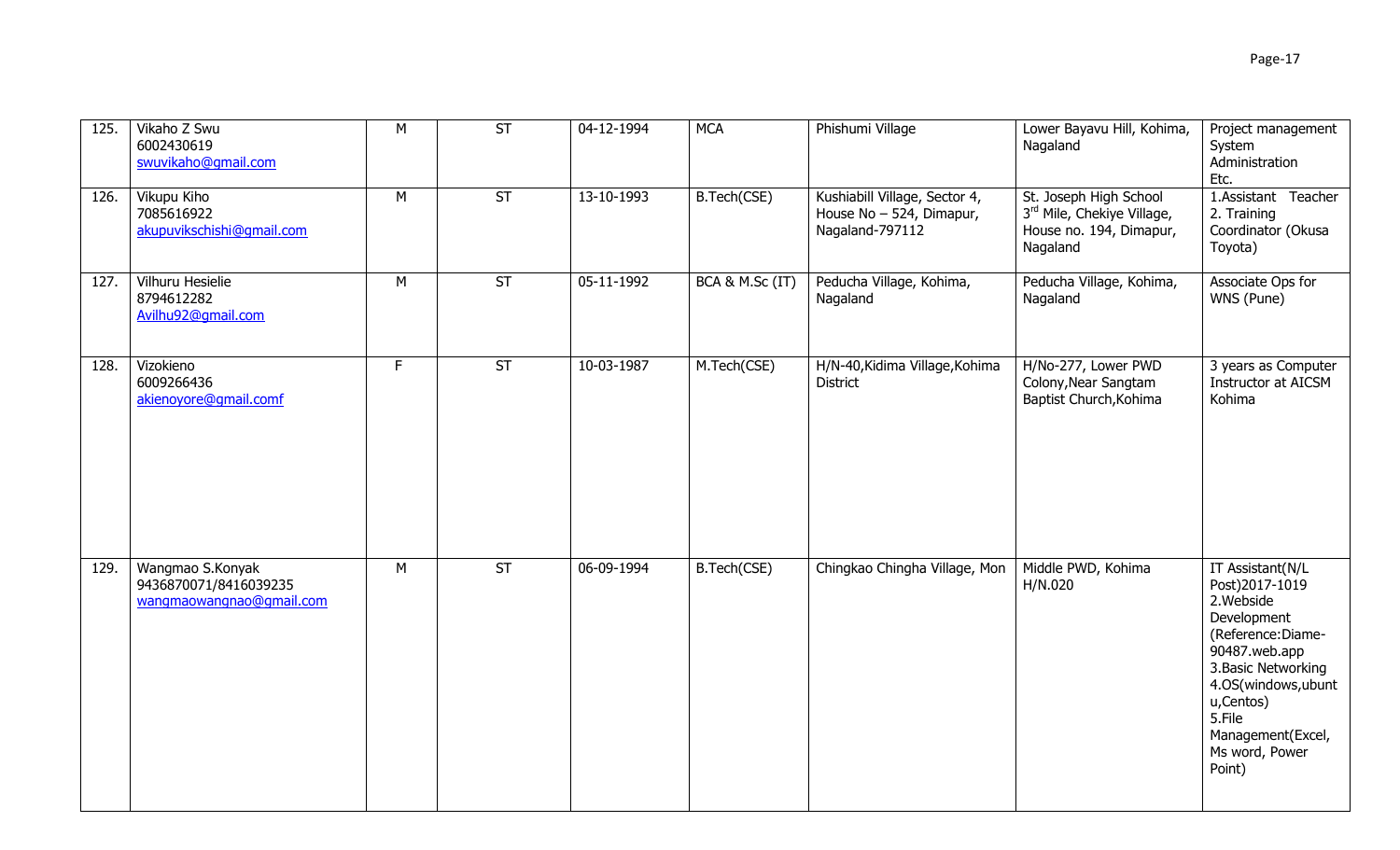| 125. | Vikaho Z Swu<br>6002430619<br>swuvikaho@gmail.com | M | ST | 04-12-1994 | MCA | Phishumi Village | Lower Bayavu Hill, Kohima, Nagaland | Project management System Administration Etc. |
|---|---|---|---|---|---|---|---|---|
| 126. | Vikupu Kiho<br>7085616922<br>akupuvikschishi@gmail.com | M | ST | 13-10-1993 | B.Tech(CSE) | Kushiabill Village, Sector 4, House No – 524, Dimapur, Nagaland-797112 | St. Joseph High School 3rd Mile, Chekiye Village, House no. 194, Dimapur, Nagaland | 1.Assistant Teacher 2. Training Coordinator (Okusa Toyota) |
| 127. | Vilhuru Hesielie<br>8794612282<br>Avilhu92@gmail.com | M | ST | 05-11-1992 | BCA & M.Sc (IT) | Peducha Village, Kohima, Nagaland | Peducha Village, Kohima, Nagaland | Associate Ops for WNS (Pune) |
| 128. | Vizokieno<br>6009266436<br>akienoyore@gmail.comf | F | ST | 10-03-1987 | M.Tech(CSE) | H/N-40,Kidima Village,Kohima District | H/No-277, Lower PWD Colony,Near Sangtam Baptist Church,Kohima | 3 years as Computer Instructor at AICSM Kohima |
| 129. | Wangmao S.Konyak<br>9436870071/8416039235<br>wangmaowangnao@gmail.com | M | ST | 06-09-1994 | B.Tech(CSE) | Chingkao Chingha Village, Mon | Middle PWD, Kohima H/N.020 | IT Assistant(N/L Post)2017-1019<br>2.Webside Development (Reference:Diame-90487.web.app<br>3.Basic Networking<br>4.OS(windows,ubuntu,Centos)<br>5.File Management(Excel, Ms word, Power Point) |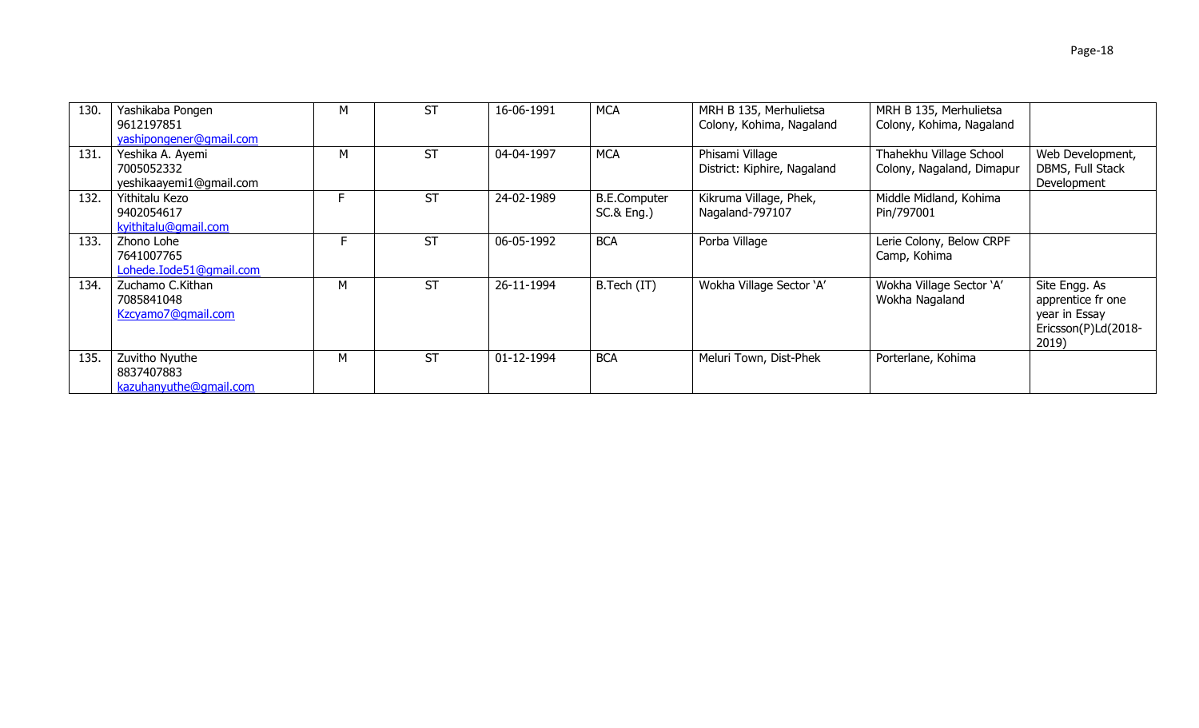| 130. | Yashikaba Pongen<br>9612197851<br>yashipongener@gmail.com | M | ST | 16-06-1991 | MCA | MRH B 135, Merhulietsa Colony, Kohima, Nagaland | MRH B 135, Merhulietsa Colony, Kohima, Nagaland | |
|---|---|---|---|---|---|---|---|---|
| 131. | Yeshika A. Ayemi<br>7005052332<br>yeshikaayemi1@gmail.com | M | ST | 04-04-1997 | MCA | Phisami Village<br>District: Kiphire, Nagaland | Thahekhu Village School Colony, Nagaland, Dimapur | Web Development, DBMS, Full Stack Development |
| 132. | Yithitalu Kezo<br>9402054617<br>kyithitalu@gmail.com | F | ST | 24-02-1989 | B.E.Computer SC.& Eng.) | Kikruma Village, Phek, Nagaland-797107 | Middle Midland, Kohima Pin/797001 | |
| 133. | Zhono Lohe<br>7641007765<br>Lohede.Iode51@gmail.com | F | ST | 06-05-1992 | BCA | Porba Village | Lerie Colony, Below CRPF Camp, Kohima | |
| 134. | Zuchamo C.Kithan<br>7085841048<br>Kzcyamo7@gmail.com | M | ST | 26-11-1994 | B.Tech (IT) | Wokha Village Sector 'A' | Wokha Village Sector 'A' Wokha Nagaland | Site Engg. As apprentice fr one year in Essay Ericsson(P)Ld(2018-2019) |
| 135. | Zuvitho Nyuthe<br>8837407883<br>kazuhanyuthe@gmail.com | M | ST | 01-12-1994 | BCA | Meluri Town, Dist-Phek | Porterlane, Kohima | |